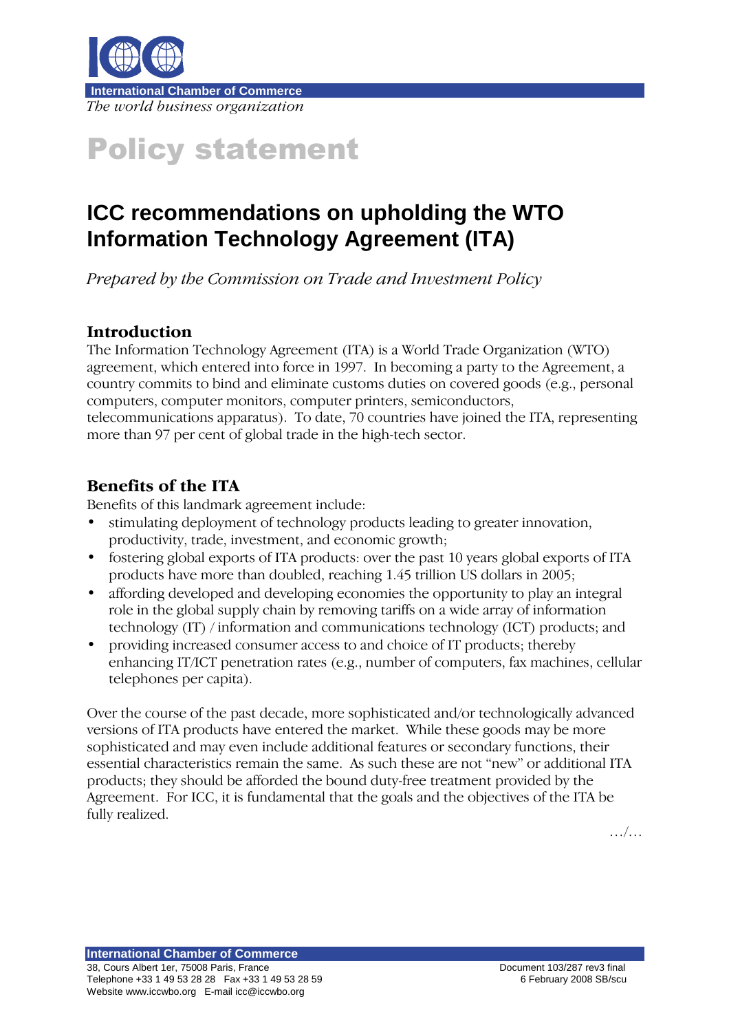International Chamber of Commerce

*The world business organization*

# Policy statement

## ICC recommendations on upholding the WTO Information Technology Agreement (ITA)

*Prepared by the Commission on Trade and Investment Policy*

### Introduction

The Information Technology Agreement (ITA) is a World Trade Organization (WTO) agreement, which entered into force in 1997. In becoming a party to the Agreement, a country commits to bind and eliminate customs duties on covered goods (e.g., personal computers, computer monitors, computer printers, semiconductors, telecommunications apparatus). To date, 70 countries have joined the ITA, representing more than 97 per cent of global trade in the high-tech sector.

### Benefits of the ITA

Benefits of this landmark agreement include:

- stimulating deployment of technology products leading to greater innovation, productivity, trade, investment, and economic growth;
- fostering global exports of ITA products: over the past 10 years global exports of ITA products have more than doubled, reaching 1.45 trillion US dollars in 2005;
- affording developed and developing economies the opportunity to play an integral role in the global supply chain by removing tariffs on a wide array of information technology (IT) / information and communications technology (ICT) products; and
- providing increased consumer access to and choice of IT products; thereby enhancing IT/ICT penetration rates (e.g., number of computers, fax machines, cellular telephones per capita).

Over the course of the past decade, more sophisticated and/or technologically advanced versions of ITA products have entered the market. While these goods may be more sophisticated and may even include additional features or secondary functions, their essential characteristics remain the same. As such these are not "new" or additional ITA products; they should be afforded the bound duty-free treatment provided by the Agreement. For ICC, it is fundamental that the goals and the objectives of the ITA be fully realized.

…/…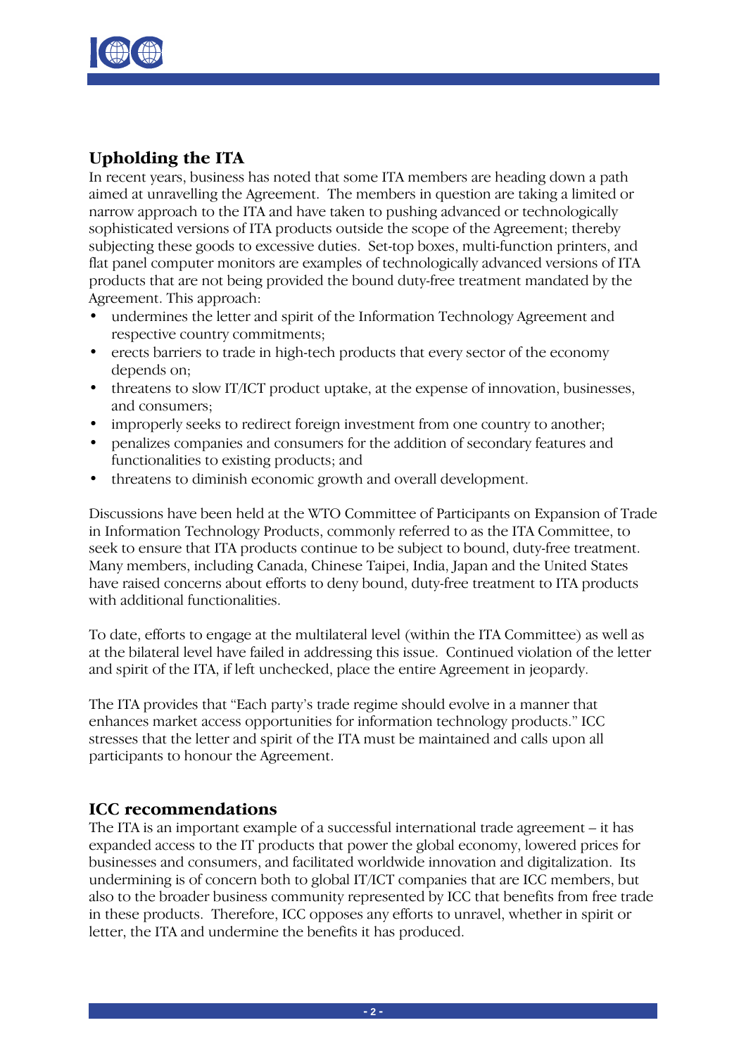## Upholding the ITA

In recent years, business has noted that some ITA members are heading down a path aimed at unravelling the Agreement. The members in question are taking a limited or narrow approach to the ITA and have taken to pushing advanced or technologically sophisticated versions of ITA products outside the scope of the Agreement; thereby subjecting these goods to excessive duties. Set-top boxes, multi-function printers, and flat panel computer monitors are examples of technologically advanced versions of ITA products that are not being provided the bound duty-free treatment mandated by the Agreement. This approach:

- undermines the letter and spirit of the Information Technology Agreement and respective country commitments;
- erects barriers to trade in high-tech products that every sector of the economy depends on;
- threatens to slow IT/ICT product uptake, at the expense of innovation, businesses, and consumers;
- improperly seeks to redirect foreign investment from one country to another;
- penalizes companies and consumers for the addition of secondary features and functionalities to existing products; and
- threatens to diminish economic growth and overall development.

Discussions have been held at the WTO Committee of Participants on Expansion of Trade in Information Technology Products, commonly referred to as the ITA Committee, to seek to ensure that ITA products continue to be subject to bound, duty-free treatment. Many members, including Canada, Chinese Taipei, India, Japan and the United States have raised concerns about efforts to deny bound, duty-free treatment to ITA products with additional functionalities.

To date, efforts to engage at the multilateral level (within the ITA Committee) as well as at the bilateral level have failed in addressing this issue. Continued violation of the letter and spirit of the ITA, if left unchecked, place the entire Agreement in jeopardy.

The ITA provides that "Each party's trade regime should evolve in a manner that enhances market access opportunities for information technology products." ICC stresses that the letter and spirit of the ITA must be maintained and calls upon all participants to honour the Agreement.

## ICC recommendations

The ITA is an important example of a successful international trade agreement – it has expanded access to the IT products that power the global economy, lowered prices for businesses and consumers, and facilitated worldwide innovation and digitalization. Its undermining is of concern both to global IT/ICT companies that are ICC members, but also to the broader business community represented by ICC that benefits from free trade in these products. Therefore, ICC opposes any efforts to unravel, whether in spirit or letter, the ITA and undermine the benefits it has produced.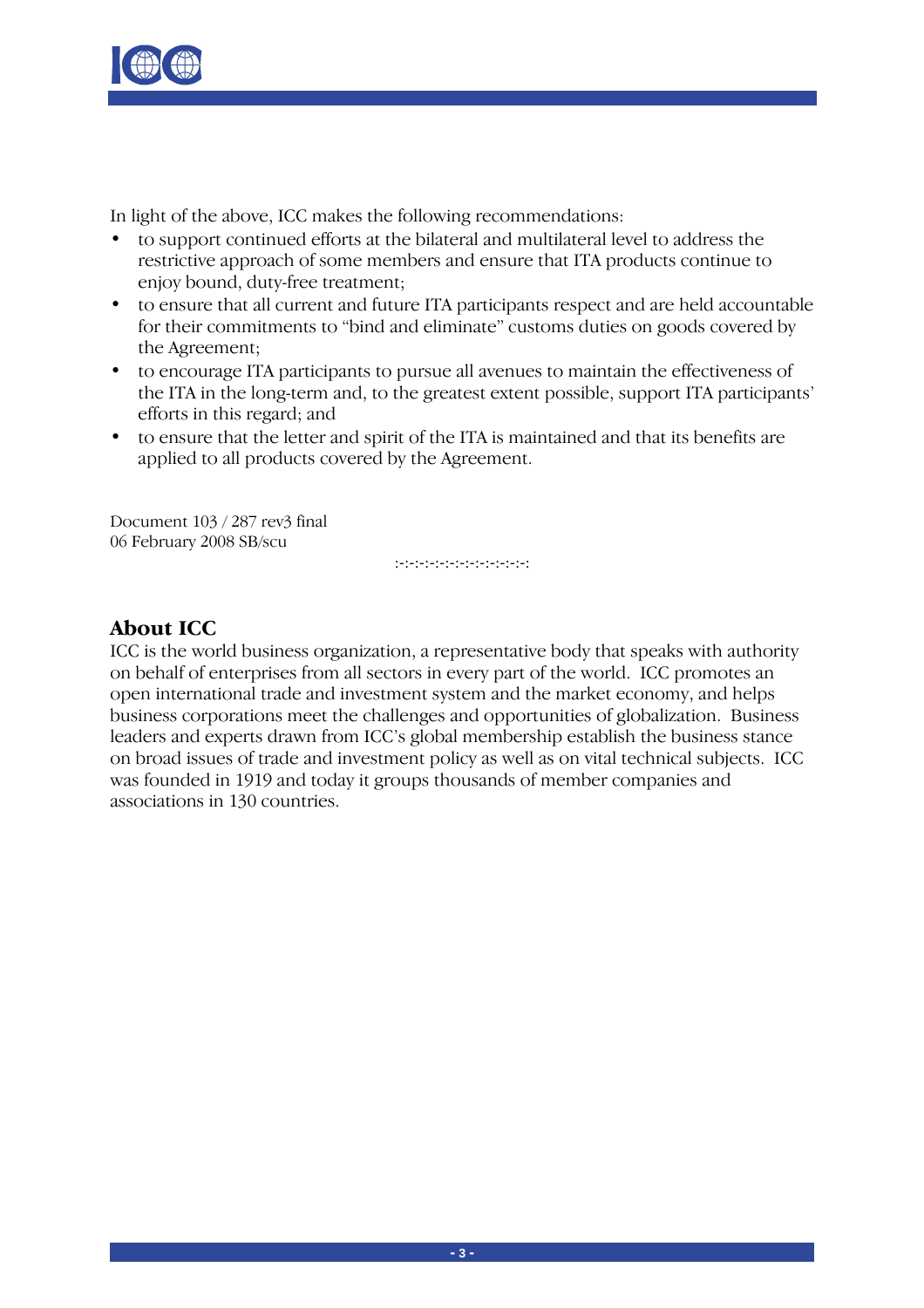In light of the above, ICC makes the following recommendations:

- to support continued efforts at the bilateral and multilateral level to address the restrictive approach of some members and ensure that ITA products continue to enjoy bound, duty-free treatment;
- to ensure that all current and future ITA participants respect and are held accountable for their commitments to "bind and eliminate" customs duties on goods covered by the Agreement;
- to encourage ITA participants to pursue all avenues to maintain the effectiveness of the ITA in the long-term and, to the greatest extent possible, support ITA participants' efforts in this regard; and
- to ensure that the letter and spirit of the ITA is maintained and that its benefits are applied to all products covered by the Agreement.

Document 103 / 287 rev3 final
06 February 2008 SB/scu

:-:-:-:-:-:-:-:-:-:-:-:-:-:

## About ICC

ICC is the world business organization, a representative body that speaks with authority on behalf of enterprises from all sectors in every part of the world. ICC promotes an open international trade and investment system and the market economy, and helps business corporations meet the challenges and opportunities of globalization. Business leaders and experts drawn from ICC's global membership establish the business stance on broad issues of trade and investment policy as well as on vital technical subjects. ICC was founded in 1919 and today it groups thousands of member companies and associations in 130 countries.